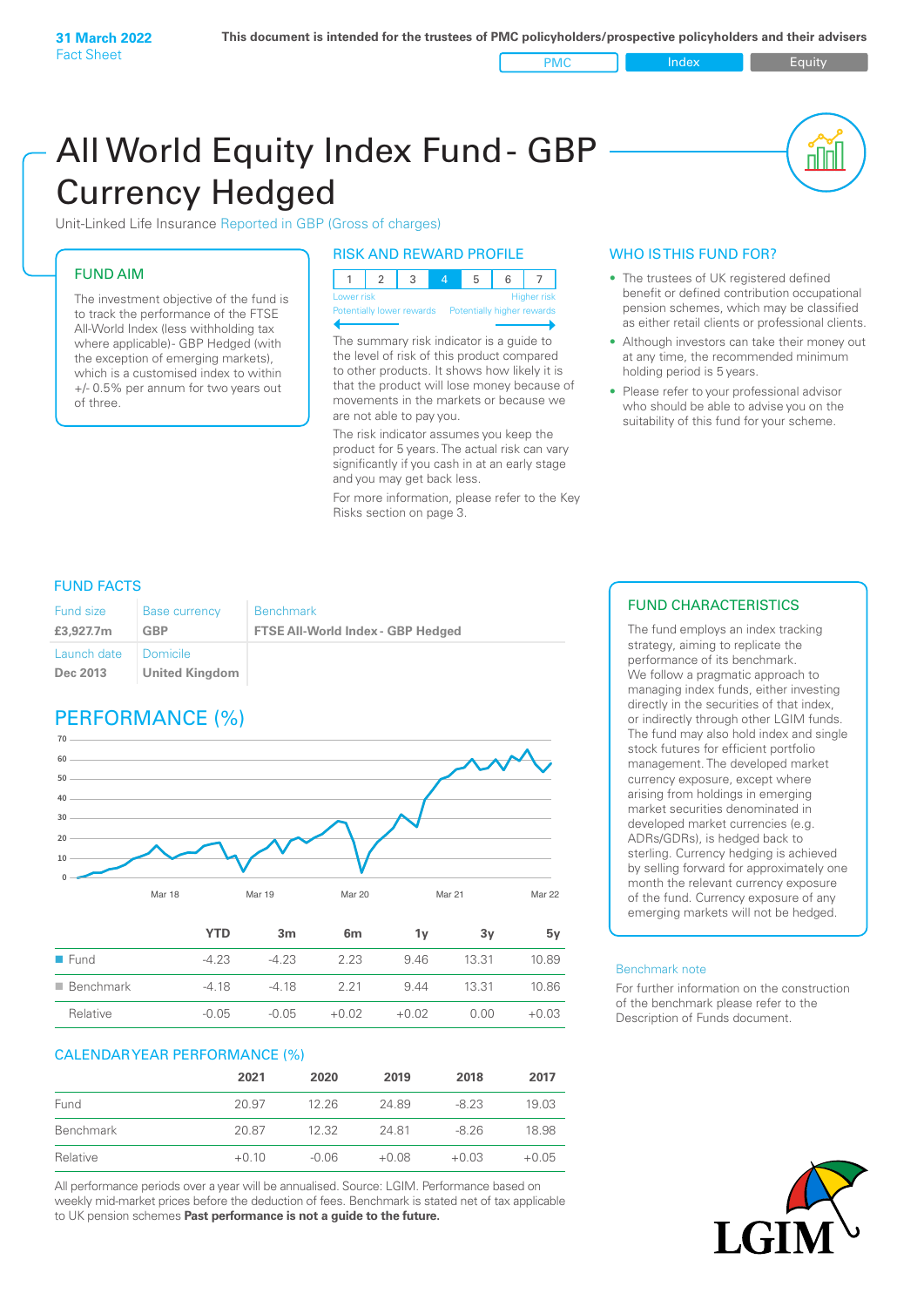31 March 2022
Fact Sheet

This document is intended for the trustees of PMC policyholders/prospective policyholders and their advisers

PMC | Index | Equity

# All World Equity Index Fund - GBP Currency Hedged

Unit-Linked Life Insurance Reported in GBP (Gross of charges)

## FUND AIM

The investment objective of the fund is to track the performance of the FTSE All-World Index (less withholding tax where applicable)- GBP Hedged (with the exception of emerging markets), which is a customised index to within +/- 0.5% per annum for two years out of three.

## RISK AND REWARD PROFILE

| 1 | 2 | 3 | 4 | 5 | 6 | 7 |
|---|---|---|---|---|---|---|

Lower risk — Higher risk
Potentially lower rewards — Potentially higher rewards

The summary risk indicator is a guide to the level of risk of this product compared to other products. It shows how likely it is that the product will lose money because of movements in the markets or because we are not able to pay you.

The risk indicator assumes you keep the product for 5 years. The actual risk can vary significantly if you cash in at an early stage and you may get back less.

For more information, please refer to the Key Risks section on page 3.

## WHO IS THIS FUND FOR?

- The trustees of UK registered defined benefit or defined contribution occupational pension schemes, which may be classified as either retail clients or professional clients.
- Although investors can take their money out at any time, the recommended minimum holding period is 5 years.
- Please refer to your professional advisor who should be able to advise you on the suitability of this fund for your scheme.

## FUND FACTS

| Fund size | Base currency | Benchmark |
|---|---|---|
| **£3,927.7m** | **GBP** | **FTSE All-World Index - GBP Hedged** |
| Launch date | Domicile | |
| **Dec 2013** | **United Kingdom** | |

## PERFORMANCE (%)

|  | YTD | 3m | 6m | 1y | 3y | 5y |
|---|---|---|---|---|---|---|
| Fund | -4.23 | -4.23 | 2.23 | 9.46 | 13.31 | 10.89 |
| Benchmark | -4.18 | -4.18 | 2.21 | 9.44 | 13.31 | 10.86 |
| Relative | -0.05 | -0.05 | +0.02 | +0.02 | 0.00 | +0.03 |

## CALENDAR YEAR PERFORMANCE (%)

|  | 2021 | 2020 | 2019 | 2018 | 2017 |
|---|---|---|---|---|---|
| Fund | 20.97 | 12.26 | 24.89 | -8.23 | 19.03 |
| Benchmark | 20.87 | 12.32 | 24.81 | -8.26 | 18.98 |
| Relative | +0.10 | -0.06 | +0.08 | +0.03 | +0.05 |

All performance periods over a year will be annualised. Source: LGIM. Performance based on weekly mid-market prices before the deduction of fees. Benchmark is stated net of tax applicable to UK pension schemes **Past performance is not a guide to the future.**

## FUND CHARACTERISTICS

The fund employs an index tracking strategy, aiming to replicate the performance of its benchmark. We follow a pragmatic approach to managing index funds, either investing directly in the securities of that index, or indirectly through other LGIM funds. The fund may also hold index and single stock futures for efficient portfolio management. The developed market currency exposure, except where arising from holdings in emerging market securities denominated in developed market currencies (e.g. ADRs/GDRs), is hedged back to sterling. Currency hedging is achieved by selling forward for approximately one month the relevant currency exposure of the fund. Currency exposure of any emerging markets will not be hedged.

### Benchmark note

For further information on the construction of the benchmark please refer to the Description of Funds document.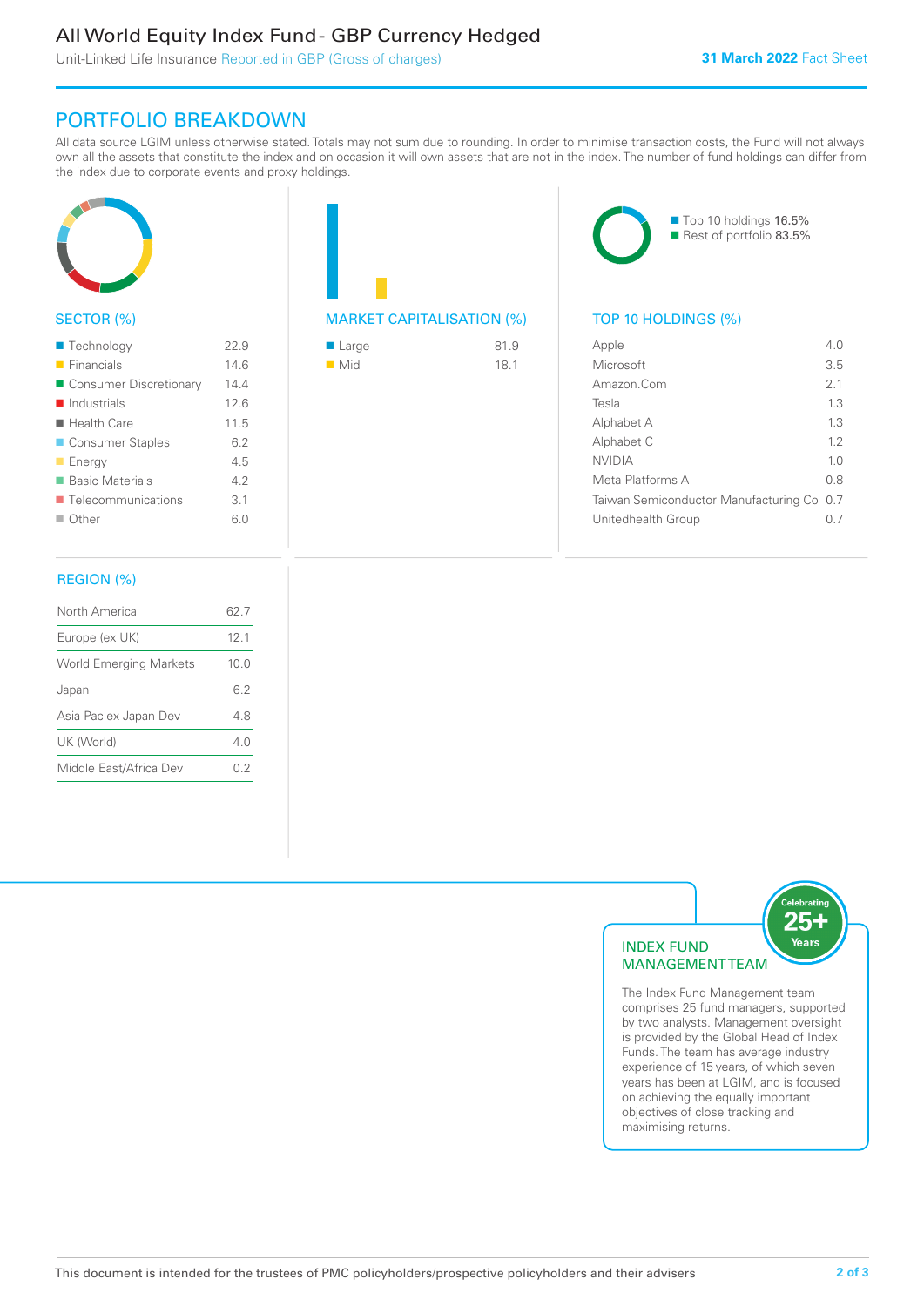# All World Equity Index Fund - GBP Currency Hedged

Unit-Linked Life Insurance Reported in GBP (Gross of charges)

**31 March 2022** Fact Sheet

## PORTFOLIO BREAKDOWN

All data source LGIM unless otherwise stated. Totals may not sum due to rounding. In order to minimise transaction costs, the Fund will not always own all the assets that constitute the index and on occasion it will own assets that are not in the index. The number of fund holdings can differ from the index due to corporate events and proxy holdings.

### SECTOR (%)

| Sector | % |
|---|---|
| Technology | 22.9 |
| Financials | 14.6 |
| Consumer Discretionary | 14.4 |
| Industrials | 12.6 |
| Health Care | 11.5 |
| Consumer Staples | 6.2 |
| Energy | 4.5 |
| Basic Materials | 4.2 |
| Telecommunications | 3.1 |
| Other | 6.0 |

### MARKET CAPITALISATION (%)

| Market Cap | % |
|---|---|
| Large | 81.9 |
| Mid | 18.1 |

### TOP 10 HOLDINGS (%)

Top 10 holdings 16.5%
Rest of portfolio 83.5%

| Holding | % |
|---|---|
| Apple | 4.0 |
| Microsoft | 3.5 |
| Amazon.Com | 2.1 |
| Tesla | 1.3 |
| Alphabet A | 1.3 |
| Alphabet C | 1.2 |
| NVIDIA | 1.0 |
| Meta Platforms A | 0.8 |
| Taiwan Semiconductor Manufacturing Co | 0.7 |
| Unitedhealth Group | 0.7 |

### REGION (%)

| Region | % |
|---|---|
| North America | 62.7 |
| Europe (ex UK) | 12.1 |
| World Emerging Markets | 10.0 |
| Japan | 6.2 |
| Asia Pac ex Japan Dev | 4.8 |
| UK (World) | 4.0 |
| Middle East/Africa Dev | 0.2 |

### INDEX FUND MANAGEMENT TEAM

Celebrating 25+ Years

The Index Fund Management team comprises 25 fund managers, supported by two analysts. Management oversight is provided by the Global Head of Index Funds. The team has average industry experience of 15 years, of which seven years has been at LGIM, and is focused on achieving the equally important objectives of close tracking and maximising returns.

This document is intended for the trustees of PMC policyholders/prospective policyholders and their advisers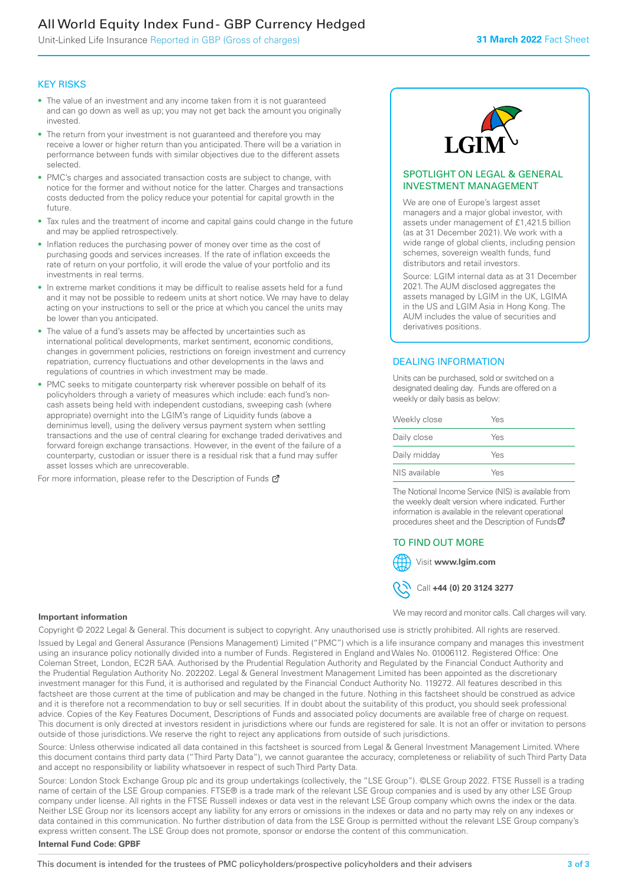## KEY RISKS

- The value of an investment and any income taken from it is not guaranteed and can go down as well as up; you may not get back the amount you originally invested.
- The return from your investment is not guaranteed and therefore you may receive a lower or higher return than you anticipated. There will be a variation in performance between funds with similar objectives due to the different assets selected.
- PMC's charges and associated transaction costs are subject to change, with notice for the former and without notice for the latter. Charges and transactions costs deducted from the policy reduce your potential for capital growth in the future.
- Tax rules and the treatment of income and capital gains could change in the future and may be applied retrospectively.
- Inflation reduces the purchasing power of money over time as the cost of purchasing goods and services increases. If the rate of inflation exceeds the rate of return on your portfolio, it will erode the value of your portfolio and its investments in real terms.
- In extreme market conditions it may be difficult to realise assets held for a fund and it may not be possible to redeem units at short notice. We may have to delay acting on your instructions to sell or the price at which you cancel the units may be lower than you anticipated.
- The value of a fund's assets may be affected by uncertainties such as international political developments, market sentiment, economic conditions, changes in government policies, restrictions on foreign investment and currency repatriation, currency fluctuations and other developments in the laws and regulations of countries in which investment may be made.
- PMC seeks to mitigate counterparty risk wherever possible on behalf of its policyholders through a variety of measures which include: each fund's non-cash assets being held with independent custodians, sweeping cash (where appropriate) overnight into the LGIM's range of Liquidity funds (above a deminimus level), using the delivery versus payment system when settling transactions and the use of central clearing for exchange traded derivatives and forward foreign exchange transactions. However, in the event of the failure of a counterparty, custodian or issuer there is a residual risk that a fund may suffer asset losses which are unrecoverable.

For more information, please refer to the Description of Funds

## SPOTLIGHT ON LEGAL & GENERAL INVESTMENT MANAGEMENT

We are one of Europe's largest asset managers and a major global investor, with assets under management of £1,421.5 billion (as at 31 December 2021). We work with a wide range of global clients, including pension schemes, sovereign wealth funds, fund distributors and retail investors.

Source: LGIM internal data as at 31 December 2021. The AUM disclosed aggregates the assets managed by LGIM in the UK, LGIMA in the US and LGIM Asia in Hong Kong. The AUM includes the value of securities and derivatives positions.

## DEALING INFORMATION

Units can be purchased, sold or switched on a designated dealing day. Funds are offered on a weekly or daily basis as below:

| | |
|---|---|
| Weekly close | Yes |
| Daily close | Yes |
| Daily midday | Yes |
| NIS available | Yes |

The Notional Income Service (NIS) is available from the weekly dealt version where indicated. Further information is available in the relevant operational procedures sheet and the Description of Funds

## TO FIND OUT MORE

Visit **www.lgim.com**

Call **+44 (0) 20 3124 3277**

We may record and monitor calls. Call charges will vary.

**Important information**

Copyright © 2022 Legal & General. This document is subject to copyright. Any unauthorised use is strictly prohibited. All rights are reserved.

Issued by Legal and General Assurance (Pensions Management) Limited ("PMC") which is a life insurance company and manages this investment using an insurance policy notionally divided into a number of Funds. Registered in England and Wales No. 01006112. Registered Office: One Coleman Street, London, EC2R 5AA. Authorised by the Prudential Regulation Authority and Regulated by the Financial Conduct Authority and the Prudential Regulation Authority No. 202202. Legal & General Investment Management Limited has been appointed as the discretionary investment manager for this Fund, it is authorised and regulated by the Financial Conduct Authority No. 119272. All features described in this factsheet are those current at the time of publication and may be changed in the future. Nothing in this factsheet should be construed as advice and it is therefore not a recommendation to buy or sell securities. If in doubt about the suitability of this product, you should seek professional advice. Copies of the Key Features Document, Descriptions of Funds and associated policy documents are available free of charge on request. This document is only directed at investors resident in jurisdictions where our funds are registered for sale. It is not an offer or invitation to persons outside of those jurisdictions. We reserve the right to reject any applications from outside of such jurisdictions.

Source: Unless otherwise indicated all data contained in this factsheet is sourced from Legal & General Investment Management Limited. Where this document contains third party data ("Third Party Data"), we cannot guarantee the accuracy, completeness or reliability of such Third Party Data and accept no responsibility or liability whatsoever in respect of such Third Party Data.

Source: London Stock Exchange Group plc and its group undertakings (collectively, the "LSE Group"). ©LSE Group 2022. FTSE Russell is a trading name of certain of the LSE Group companies. FTSE® is a trade mark of the relevant LSE Group companies and is used by any other LSE Group company under license. All rights in the FTSE Russell indexes or data vest in the relevant LSE Group company which owns the index or the data. Neither LSE Group nor its licensors accept any liability for any errors or omissions in the indexes or data and no party may rely on any indexes or data contained in this communication. No further distribution of data from the LSE Group is permitted without the relevant LSE Group company's express written consent. The LSE Group does not promote, sponsor or endorse the content of this communication.

**Internal Fund Code: GPBF**

This document is intended for the trustees of PMC policyholders/prospective policyholders and their advisers